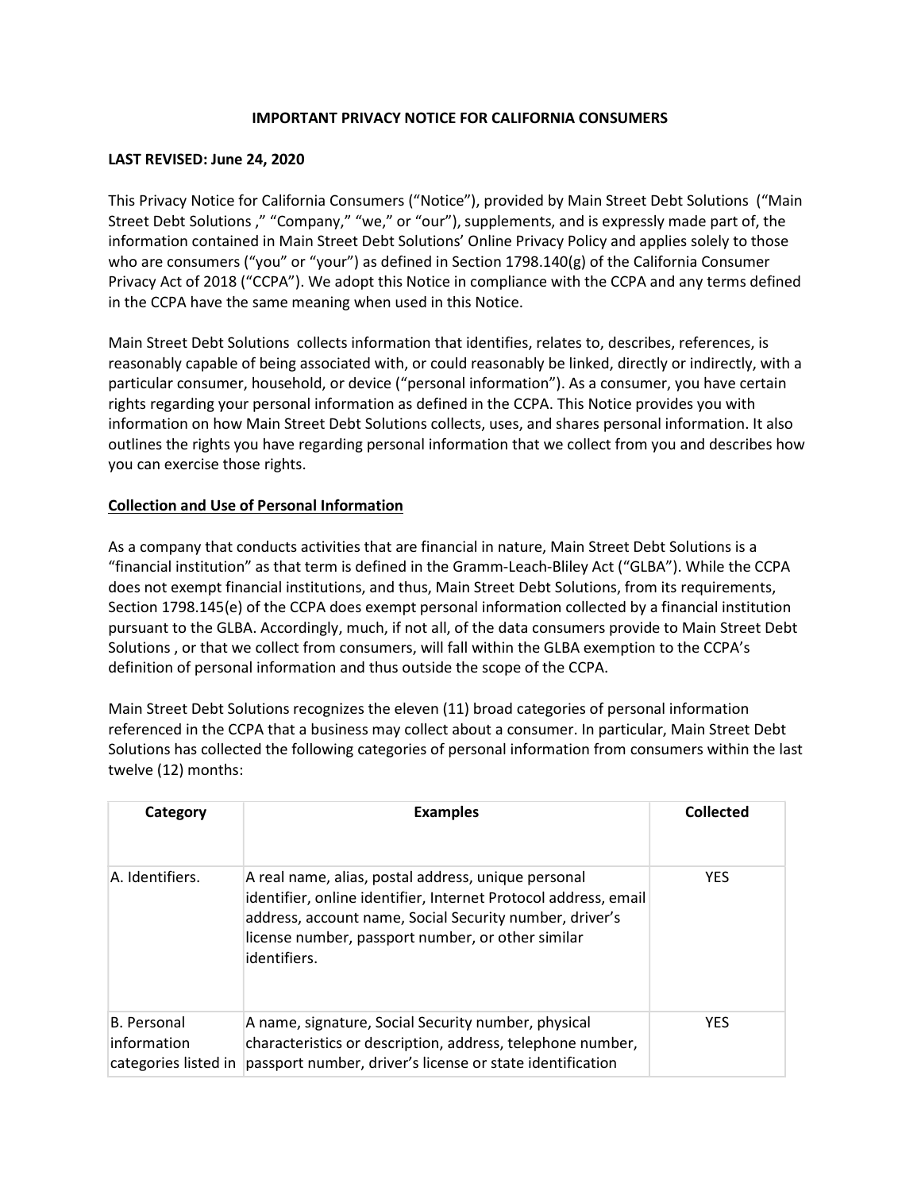# IMPORTANT PRIVACY NOTICE FOR CALIFORNIA CONSUMERS

**LAST REVISED: June 24, 2020**

This Privacy Notice for California Consumers ("Notice"), provided by Main Street Debt Solutions ("Main Street Debt Solutions ," "Company," "we," or "our"), supplements, and is expressly made part of, the information contained in Main Street Debt Solutions' Online Privacy Policy and applies solely to those who are consumers ("you" or "your") as defined in Section 1798.140(g) of the California Consumer Privacy Act of 2018 ("CCPA"). We adopt this Notice in compliance with the CCPA and any terms defined in the CCPA have the same meaning when used in this Notice.

Main Street Debt Solutions collects information that identifies, relates to, describes, references, is reasonably capable of being associated with, or could reasonably be linked, directly or indirectly, with a particular consumer, household, or device ("personal information"). As a consumer, you have certain rights regarding your personal information as defined in the CCPA. This Notice provides you with information on how Main Street Debt Solutions collects, uses, and shares personal information. It also outlines the rights you have regarding personal information that we collect from you and describes how you can exercise those rights.

## Collection and Use of Personal Information

As a company that conducts activities that are financial in nature, Main Street Debt Solutions is a "financial institution" as that term is defined in the Gramm-Leach-Bliley Act ("GLBA"). While the CCPA does not exempt financial institutions, and thus, Main Street Debt Solutions, from its requirements, Section 1798.145(e) of the CCPA does exempt personal information collected by a financial institution pursuant to the GLBA. Accordingly, much, if not all, of the data consumers provide to Main Street Debt Solutions , or that we collect from consumers, will fall within the GLBA exemption to the CCPA's definition of personal information and thus outside the scope of the CCPA.

Main Street Debt Solutions recognizes the eleven (11) broad categories of personal information referenced in the CCPA that a business may collect about a consumer. In particular, Main Street Debt Solutions has collected the following categories of personal information from consumers within the last twelve (12) months:

| Category | Examples | Collected |
|---|---|---|
| A. Identifiers. | A real name, alias, postal address, unique personal identifier, online identifier, Internet Protocol address, email address, account name, Social Security number, driver's license number, passport number, or other similar identifiers. | YES |
| B. Personal information categories listed in | A name, signature, Social Security number, physical characteristics or description, address, telephone number, passport number, driver's license or state identification | YES |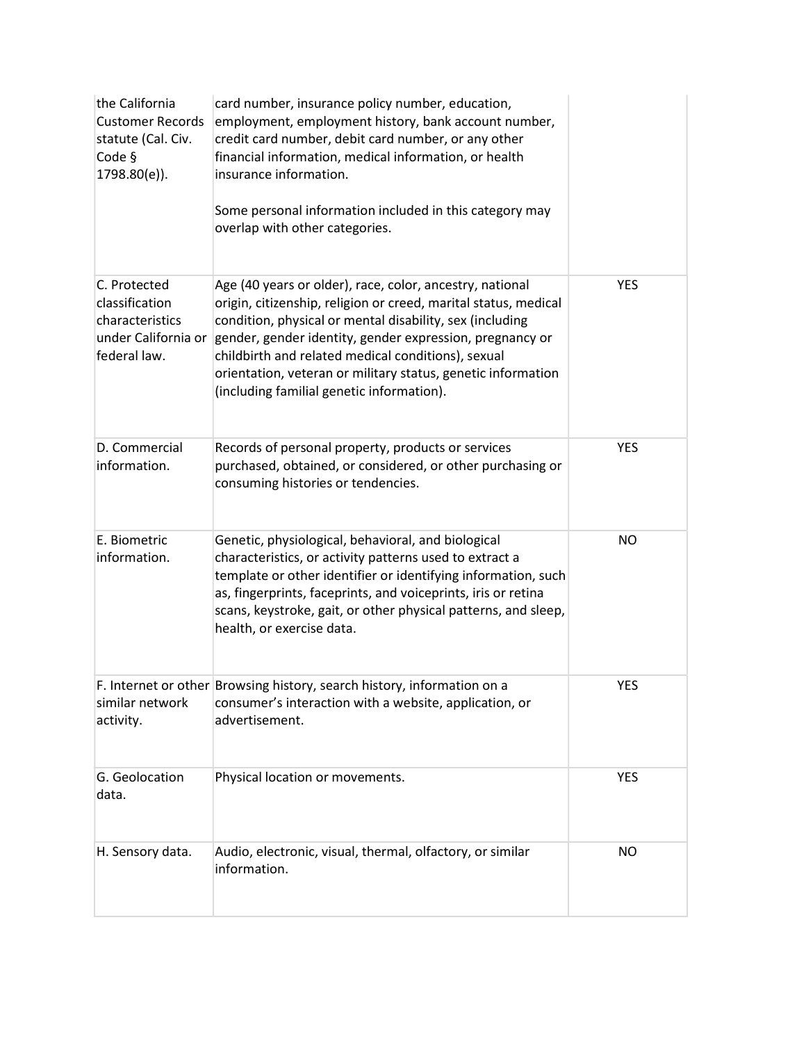| | | |
|---|---|---|
| the California Customer Records statute (Cal. Civ. Code § 1798.80(e)). | card number, insurance policy number, education, employment, employment history, bank account number, credit card number, debit card number, or any other financial information, medical information, or health insurance information.<br><br>Some personal information included in this category may overlap with other categories. | |
| C. Protected classification characteristics under California or federal law. | Age (40 years or older), race, color, ancestry, national origin, citizenship, religion or creed, marital status, medical condition, physical or mental disability, sex (including gender, gender identity, gender expression, pregnancy or childbirth and related medical conditions), sexual orientation, veteran or military status, genetic information (including familial genetic information). | YES |
| D. Commercial information. | Records of personal property, products or services purchased, obtained, or considered, or other purchasing or consuming histories or tendencies. | YES |
| E. Biometric information. | Genetic, physiological, behavioral, and biological characteristics, or activity patterns used to extract a template or other identifier or identifying information, such as, fingerprints, faceprints, and voiceprints, iris or retina scans, keystroke, gait, or other physical patterns, and sleep, health, or exercise data. | NO |
| F. Internet or other similar network activity. | Browsing history, search history, information on a consumer's interaction with a website, application, or advertisement. | YES |
| G. Geolocation data. | Physical location or movements. | YES |
| H. Sensory data. | Audio, electronic, visual, thermal, olfactory, or similar information. | NO |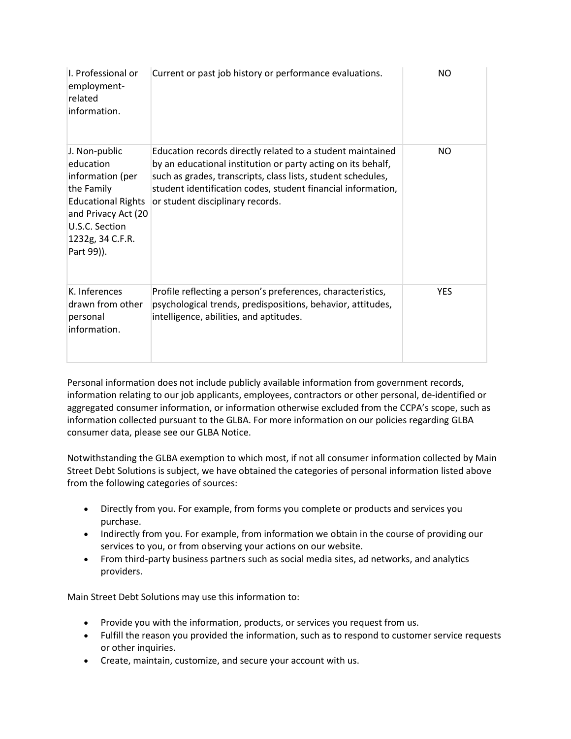| I. Professional or employment-related information. | Current or past job history or performance evaluations. | NO |
|---|---|---|
| J. Non-public education information (per the Family Educational Rights and Privacy Act (20 U.S.C. Section 1232g, 34 C.F.R. Part 99)). | Education records directly related to a student maintained by an educational institution or party acting on its behalf, such as grades, transcripts, class lists, student schedules, student identification codes, student financial information, or student disciplinary records. | NO |
| K. Inferences drawn from other personal information. | Profile reflecting a person's preferences, characteristics, psychological trends, predispositions, behavior, attitudes, intelligence, abilities, and aptitudes. | YES |

Personal information does not include publicly available information from government records, information relating to our job applicants, employees, contractors or other personal, de-identified or aggregated consumer information, or information otherwise excluded from the CCPA's scope, such as information collected pursuant to the GLBA. For more information on our policies regarding GLBA consumer data, please see our GLBA Notice.

Notwithstanding the GLBA exemption to which most, if not all consumer information collected by Main Street Debt Solutions is subject, we have obtained the categories of personal information listed above from the following categories of sources:

- Directly from you. For example, from forms you complete or products and services you purchase.
- Indirectly from you. For example, from information we obtain in the course of providing our services to you, or from observing your actions on our website.
- From third-party business partners such as social media sites, ad networks, and analytics providers.

Main Street Debt Solutions may use this information to:

- Provide you with the information, products, or services you request from us.
- Fulfill the reason you provided the information, such as to respond to customer service requests or other inquiries.
- Create, maintain, customize, and secure your account with us.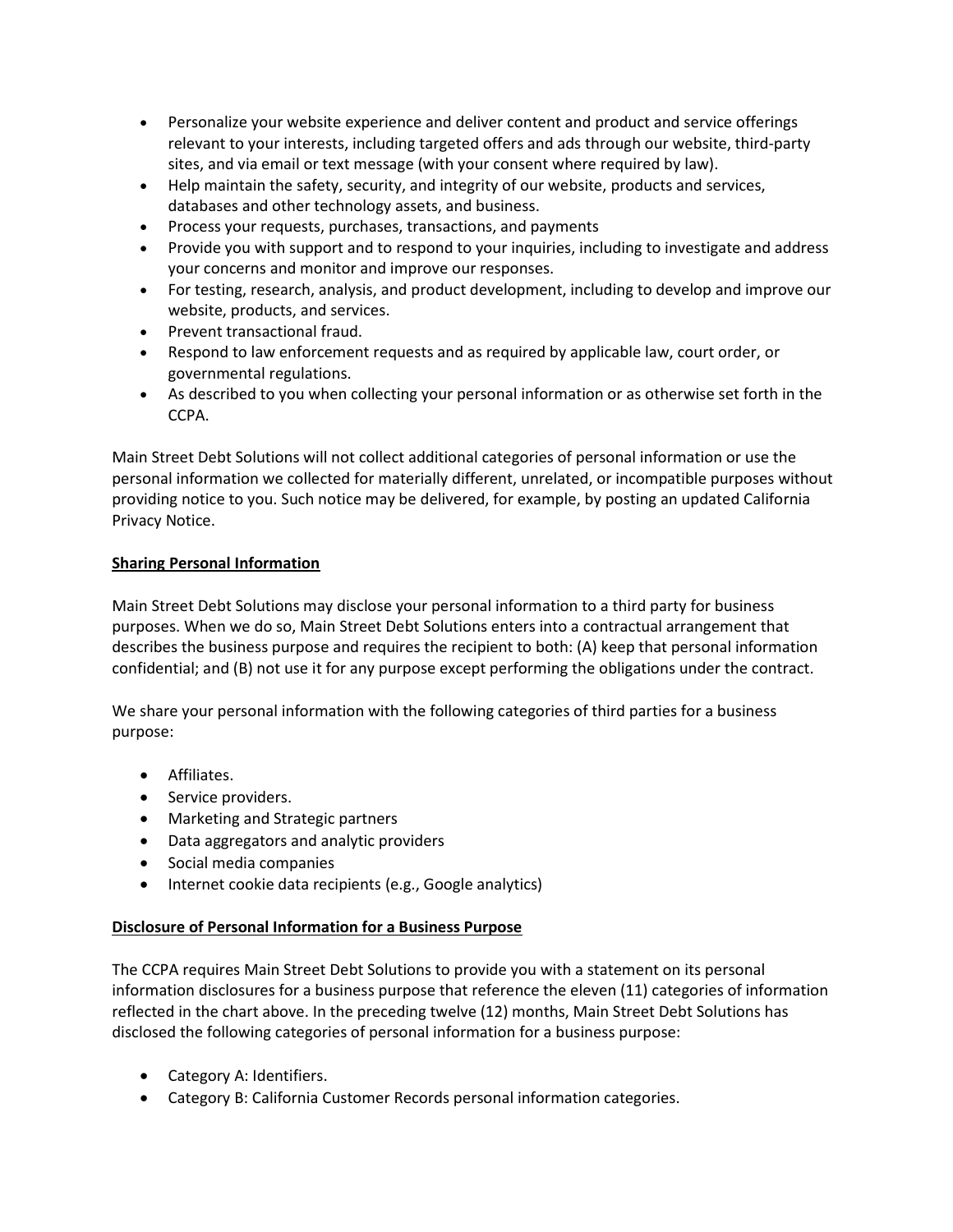- Personalize your website experience and deliver content and product and service offerings relevant to your interests, including targeted offers and ads through our website, third-party sites, and via email or text message (with your consent where required by law).
- Help maintain the safety, security, and integrity of our website, products and services, databases and other technology assets, and business.
- Process your requests, purchases, transactions, and payments
- Provide you with support and to respond to your inquiries, including to investigate and address your concerns and monitor and improve our responses.
- For testing, research, analysis, and product development, including to develop and improve our website, products, and services.
- Prevent transactional fraud.
- Respond to law enforcement requests and as required by applicable law, court order, or governmental regulations.
- As described to you when collecting your personal information or as otherwise set forth in the CCPA.

Main Street Debt Solutions will not collect additional categories of personal information or use the personal information we collected for materially different, unrelated, or incompatible purposes without providing notice to you. Such notice may be delivered, for example, by posting an updated California Privacy Notice.

**Sharing Personal Information**

Main Street Debt Solutions may disclose your personal information to a third party for business purposes. When we do so, Main Street Debt Solutions enters into a contractual arrangement that describes the business purpose and requires the recipient to both: (A) keep that personal information confidential; and (B) not use it for any purpose except performing the obligations under the contract.

We share your personal information with the following categories of third parties for a business purpose:

- Affiliates.
- Service providers.
- Marketing and Strategic partners
- Data aggregators and analytic providers
- Social media companies
- Internet cookie data recipients (e.g., Google analytics)

**Disclosure of Personal Information for a Business Purpose**

The CCPA requires Main Street Debt Solutions to provide you with a statement on its personal information disclosures for a business purpose that reference the eleven (11) categories of information reflected in the chart above. In the preceding twelve (12) months, Main Street Debt Solutions has disclosed the following categories of personal information for a business purpose:

- Category A: Identifiers.
- Category B: California Customer Records personal information categories.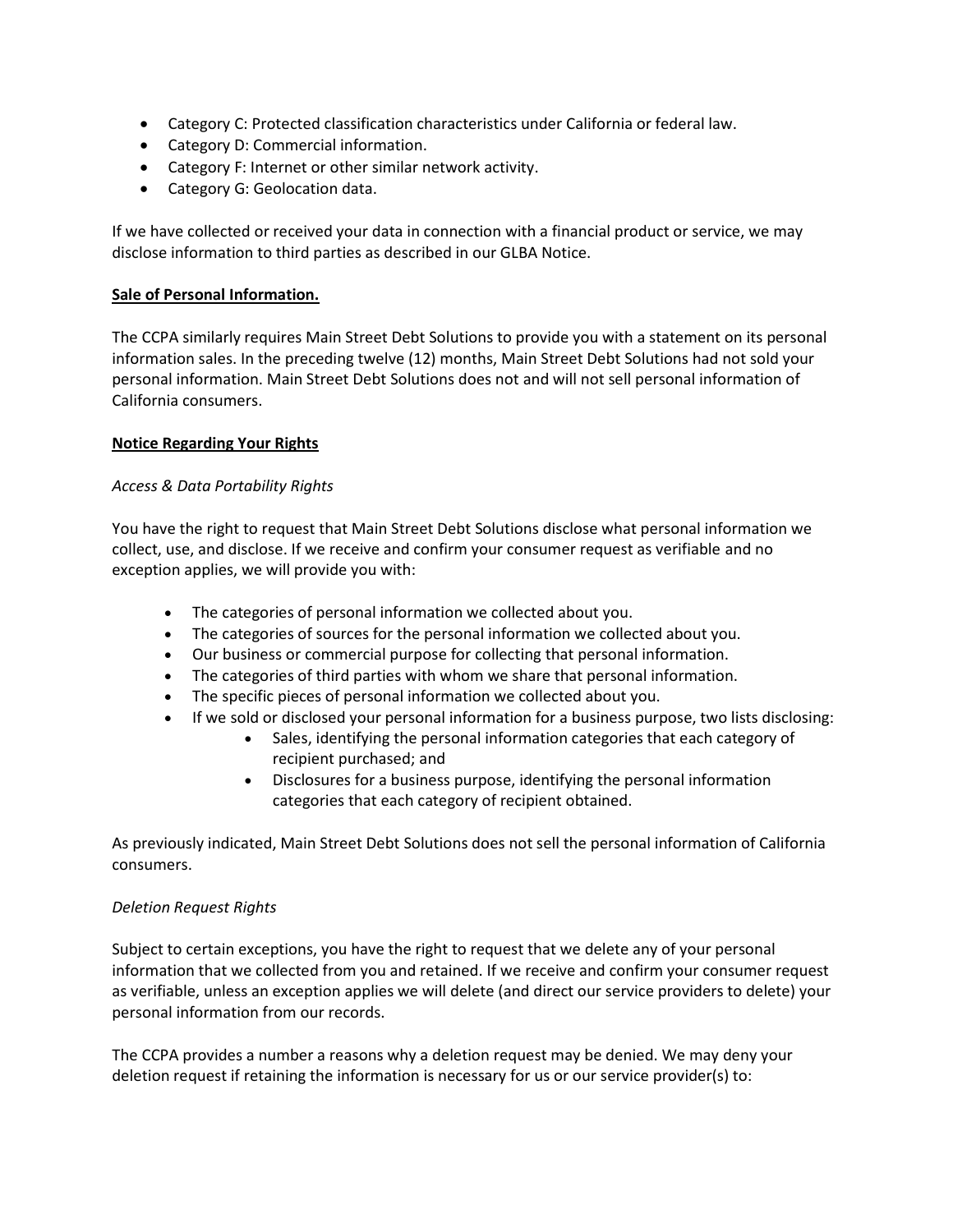- Category C: Protected classification characteristics under California or federal law.
- Category D: Commercial information.
- Category F: Internet or other similar network activity.
- Category G: Geolocation data.

If we have collected or received your data in connection with a financial product or service, we may disclose information to third parties as described in our GLBA Notice.

**Sale of Personal Information.**

The CCPA similarly requires Main Street Debt Solutions to provide you with a statement on its personal information sales. In the preceding twelve (12) months, Main Street Debt Solutions had not sold your personal information. Main Street Debt Solutions does not and will not sell personal information of California consumers.

**Notice Regarding Your Rights**

*Access & Data Portability Rights*

You have the right to request that Main Street Debt Solutions disclose what personal information we collect, use, and disclose. If we receive and confirm your consumer request as verifiable and no exception applies, we will provide you with:

- The categories of personal information we collected about you.
- The categories of sources for the personal information we collected about you.
- Our business or commercial purpose for collecting that personal information.
- The categories of third parties with whom we share that personal information.
- The specific pieces of personal information we collected about you.
- If we sold or disclosed your personal information for a business purpose, two lists disclosing:
    - Sales, identifying the personal information categories that each category of recipient purchased; and
    - Disclosures for a business purpose, identifying the personal information categories that each category of recipient obtained.

As previously indicated, Main Street Debt Solutions does not sell the personal information of California consumers.

*Deletion Request Rights*

Subject to certain exceptions, you have the right to request that we delete any of your personal information that we collected from you and retained. If we receive and confirm your consumer request as verifiable, unless an exception applies we will delete (and direct our service providers to delete) your personal information from our records.

The CCPA provides a number a reasons why a deletion request may be denied. We may deny your deletion request if retaining the information is necessary for us or our service provider(s) to: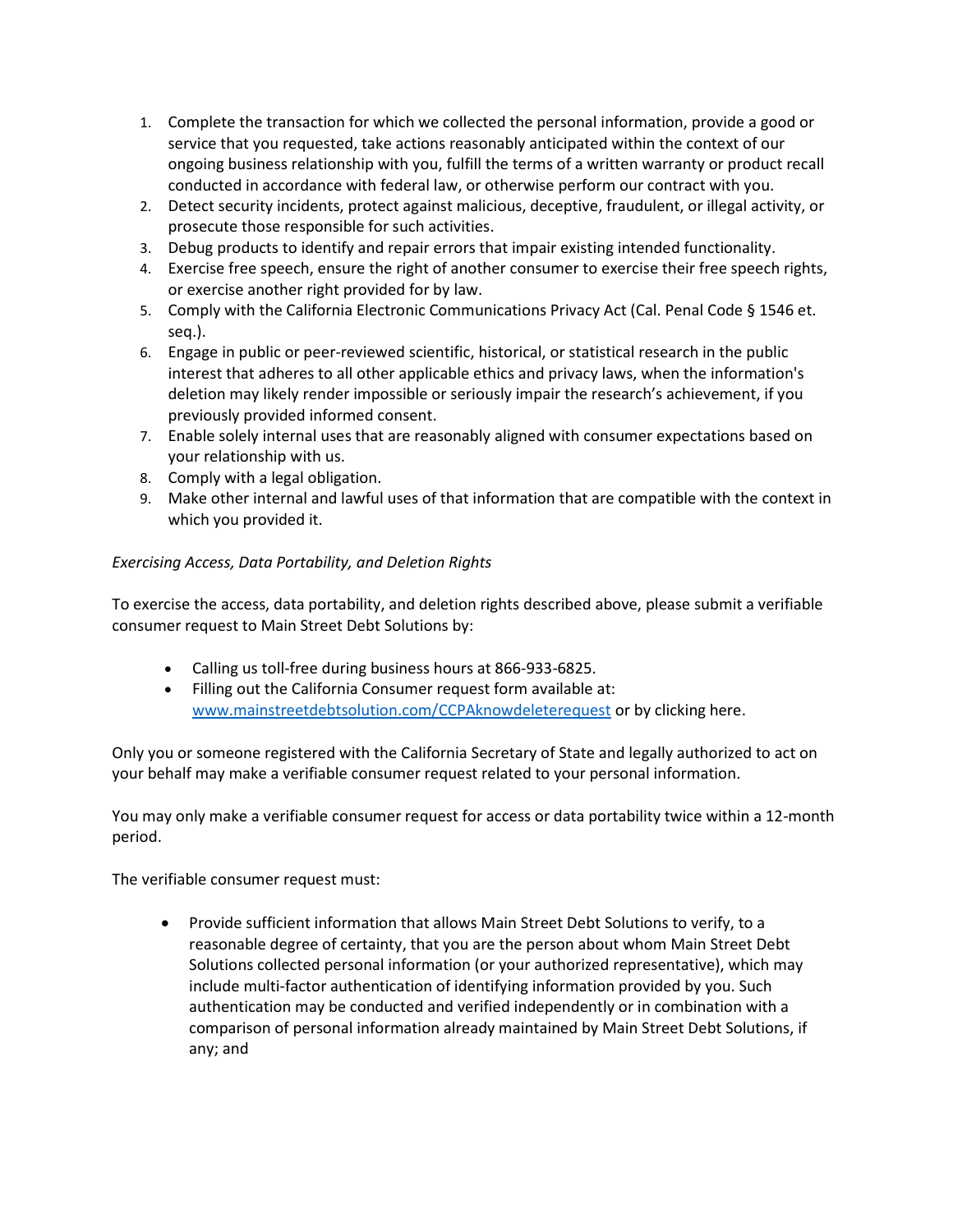1. Complete the transaction for which we collected the personal information, provide a good or service that you requested, take actions reasonably anticipated within the context of our ongoing business relationship with you, fulfill the terms of a written warranty or product recall conducted in accordance with federal law, or otherwise perform our contract with you.
2. Detect security incidents, protect against malicious, deceptive, fraudulent, or illegal activity, or prosecute those responsible for such activities.
3. Debug products to identify and repair errors that impair existing intended functionality.
4. Exercise free speech, ensure the right of another consumer to exercise their free speech rights, or exercise another right provided for by law.
5. Comply with the California Electronic Communications Privacy Act (Cal. Penal Code § 1546 et. seq.).
6. Engage in public or peer-reviewed scientific, historical, or statistical research in the public interest that adheres to all other applicable ethics and privacy laws, when the information's deletion may likely render impossible or seriously impair the research's achievement, if you previously provided informed consent.
7. Enable solely internal uses that are reasonably aligned with consumer expectations based on your relationship with us.
8. Comply with a legal obligation.
9. Make other internal and lawful uses of that information that are compatible with the context in which you provided it.

*Exercising Access, Data Portability, and Deletion Rights*

To exercise the access, data portability, and deletion rights described above, please submit a verifiable consumer request to Main Street Debt Solutions by:

- Calling us toll-free during business hours at 866-933-6825.
- Filling out the California Consumer request form available at: [www.mainstreetdebtsolution.com/CCPAknowdeleterequest](www.mainstreetdebtsolution.com/CCPAknowdeleterequest) or by clicking here.

Only you or someone registered with the California Secretary of State and legally authorized to act on your behalf may make a verifiable consumer request related to your personal information.

You may only make a verifiable consumer request for access or data portability twice within a 12-month period.

The verifiable consumer request must:

- Provide sufficient information that allows Main Street Debt Solutions to verify, to a reasonable degree of certainty, that you are the person about whom Main Street Debt Solutions collected personal information (or your authorized representative), which may include multi-factor authentication of identifying information provided by you. Such authentication may be conducted and verified independently or in combination with a comparison of personal information already maintained by Main Street Debt Solutions, if any; and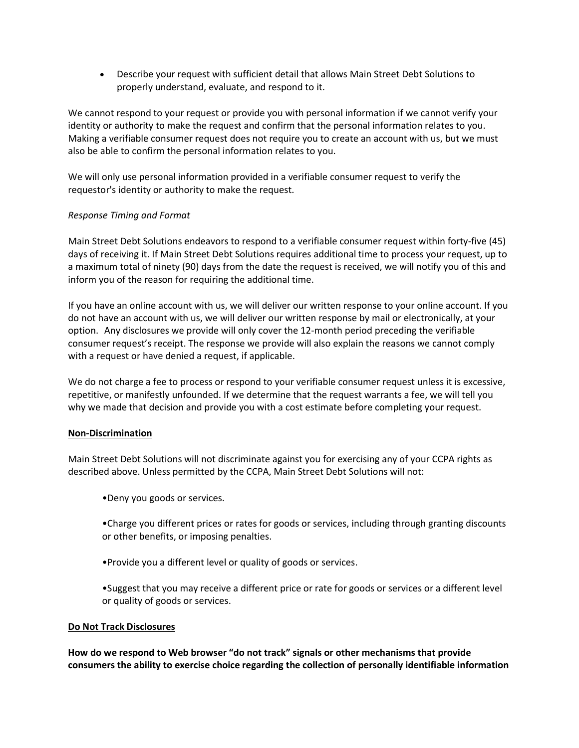- Describe your request with sufficient detail that allows Main Street Debt Solutions to properly understand, evaluate, and respond to it.

We cannot respond to your request or provide you with personal information if we cannot verify your identity or authority to make the request and confirm that the personal information relates to you. Making a verifiable consumer request does not require you to create an account with us, but we must also be able to confirm the personal information relates to you.

We will only use personal information provided in a verifiable consumer request to verify the requestor's identity or authority to make the request.

*Response Timing and Format*

Main Street Debt Solutions endeavors to respond to a verifiable consumer request within forty-five (45) days of receiving it. If Main Street Debt Solutions requires additional time to process your request, up to a maximum total of ninety (90) days from the date the request is received, we will notify you of this and inform you of the reason for requiring the additional time.

If you have an online account with us, we will deliver our written response to your online account. If you do not have an account with us, we will deliver our written response by mail or electronically, at your option. Any disclosures we provide will only cover the 12-month period preceding the verifiable consumer request's receipt. The response we provide will also explain the reasons we cannot comply with a request or have denied a request, if applicable.

We do not charge a fee to process or respond to your verifiable consumer request unless it is excessive, repetitive, or manifestly unfounded. If we determine that the request warrants a fee, we will tell you why we made that decision and provide you with a cost estimate before completing your request.

**Non-Discrimination**

Main Street Debt Solutions will not discriminate against you for exercising any of your CCPA rights as described above. Unless permitted by the CCPA, Main Street Debt Solutions will not:

- Deny you goods or services.
- Charge you different prices or rates for goods or services, including through granting discounts or other benefits, or imposing penalties.
- Provide you a different level or quality of goods or services.
- Suggest that you may receive a different price or rate for goods or services or a different level or quality of goods or services.

**Do Not Track Disclosures**

**How do we respond to Web browser "do not track" signals or other mechanisms that provide consumers the ability to exercise choice regarding the collection of personally identifiable information**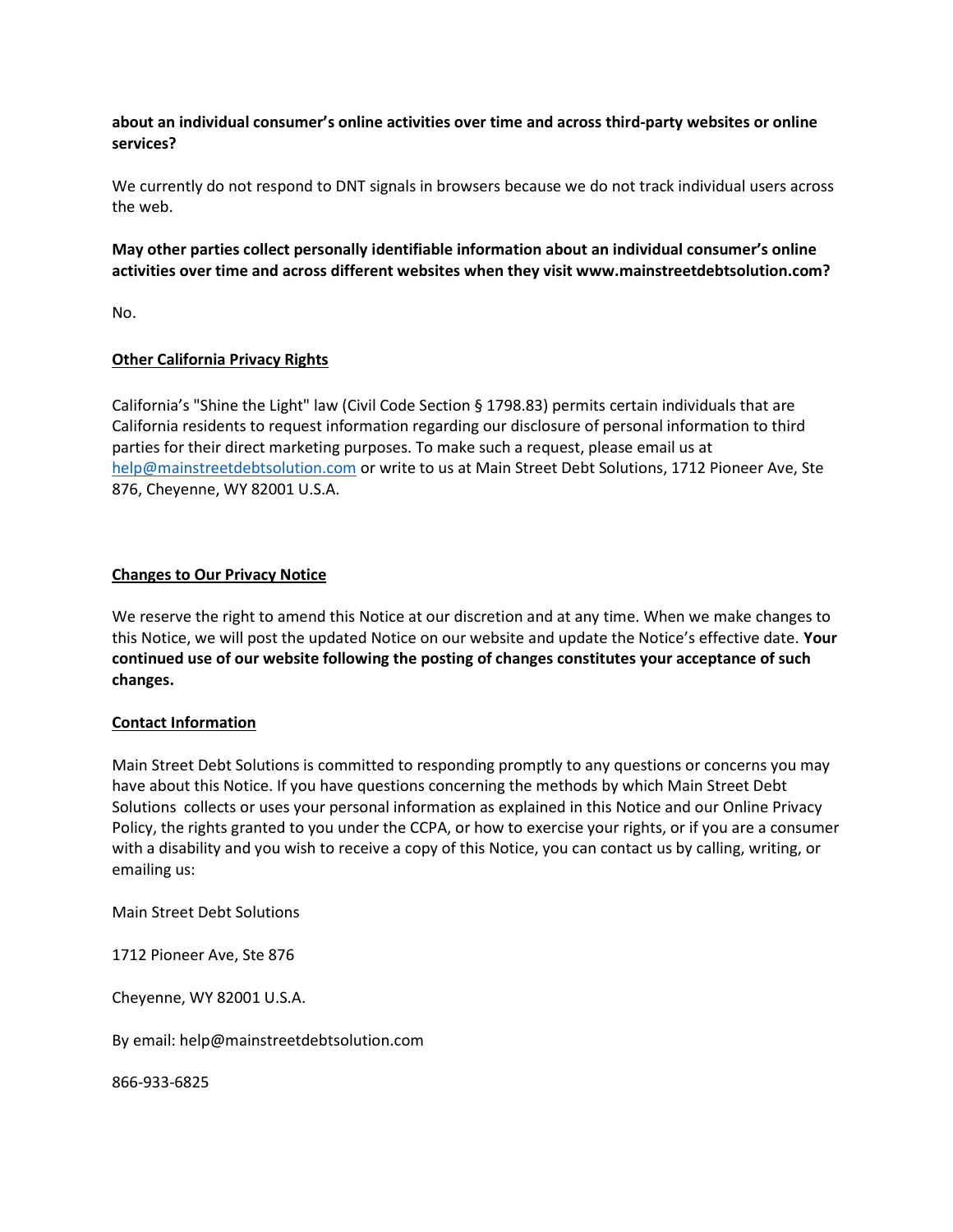**about an individual consumer's online activities over time and across third-party websites or online services?**

We currently do not respond to DNT signals in browsers because we do not track individual users across the web.

**May other parties collect personally identifiable information about an individual consumer's online activities over time and across different websites when they visit www.mainstreetdebtsolution.com?**

No.

**<u>Other California Privacy Rights</u>**

California's "Shine the Light" law (Civil Code Section § 1798.83) permits certain individuals that are California residents to request information regarding our disclosure of personal information to third parties for their direct marketing purposes. To make such a request, please email us at help@mainstreetdebtsolution.com or write to us at Main Street Debt Solutions, 1712 Pioneer Ave, Ste 876, Cheyenne, WY 82001 U.S.A.

**<u>Changes to Our Privacy Notice</u>**

We reserve the right to amend this Notice at our discretion and at any time. When we make changes to this Notice, we will post the updated Notice on our website and update the Notice's effective date. **Your continued use of our website following the posting of changes constitutes your acceptance of such changes.**

**<u>Contact Information</u>**

Main Street Debt Solutions is committed to responding promptly to any questions or concerns you may have about this Notice. If you have questions concerning the methods by which Main Street Debt Solutions collects or uses your personal information as explained in this Notice and our Online Privacy Policy, the rights granted to you under the CCPA, or how to exercise your rights, or if you are a consumer with a disability and you wish to receive a copy of this Notice, you can contact us by calling, writing, or emailing us:

Main Street Debt Solutions

1712 Pioneer Ave, Ste 876

Cheyenne, WY 82001 U.S.A.

By email: help@mainstreetdebtsolution.com

866-933-6825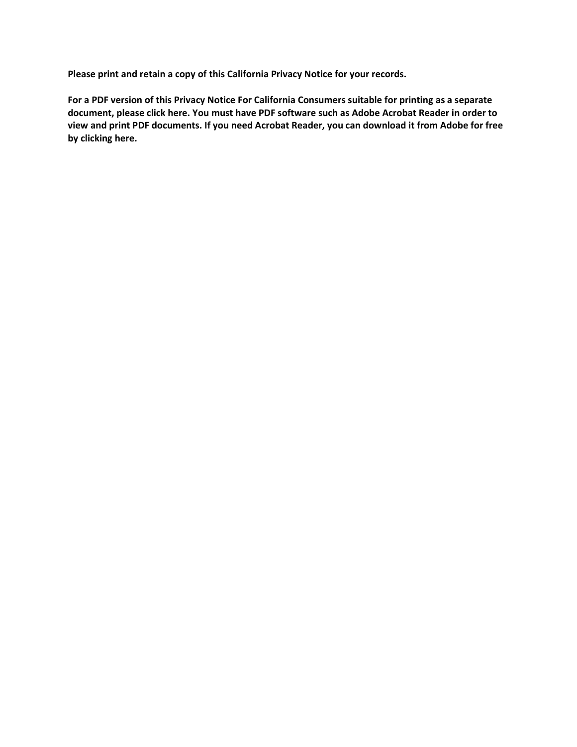**Please print and retain a copy of this California Privacy Notice for your records.**

**For a PDF version of this Privacy Notice For California Consumers suitable for printing as a separate document, please click here. You must have PDF software such as Adobe Acrobat Reader in order to view and print PDF documents. If you need Acrobat Reader, you can download it from Adobe for free by clicking here.**